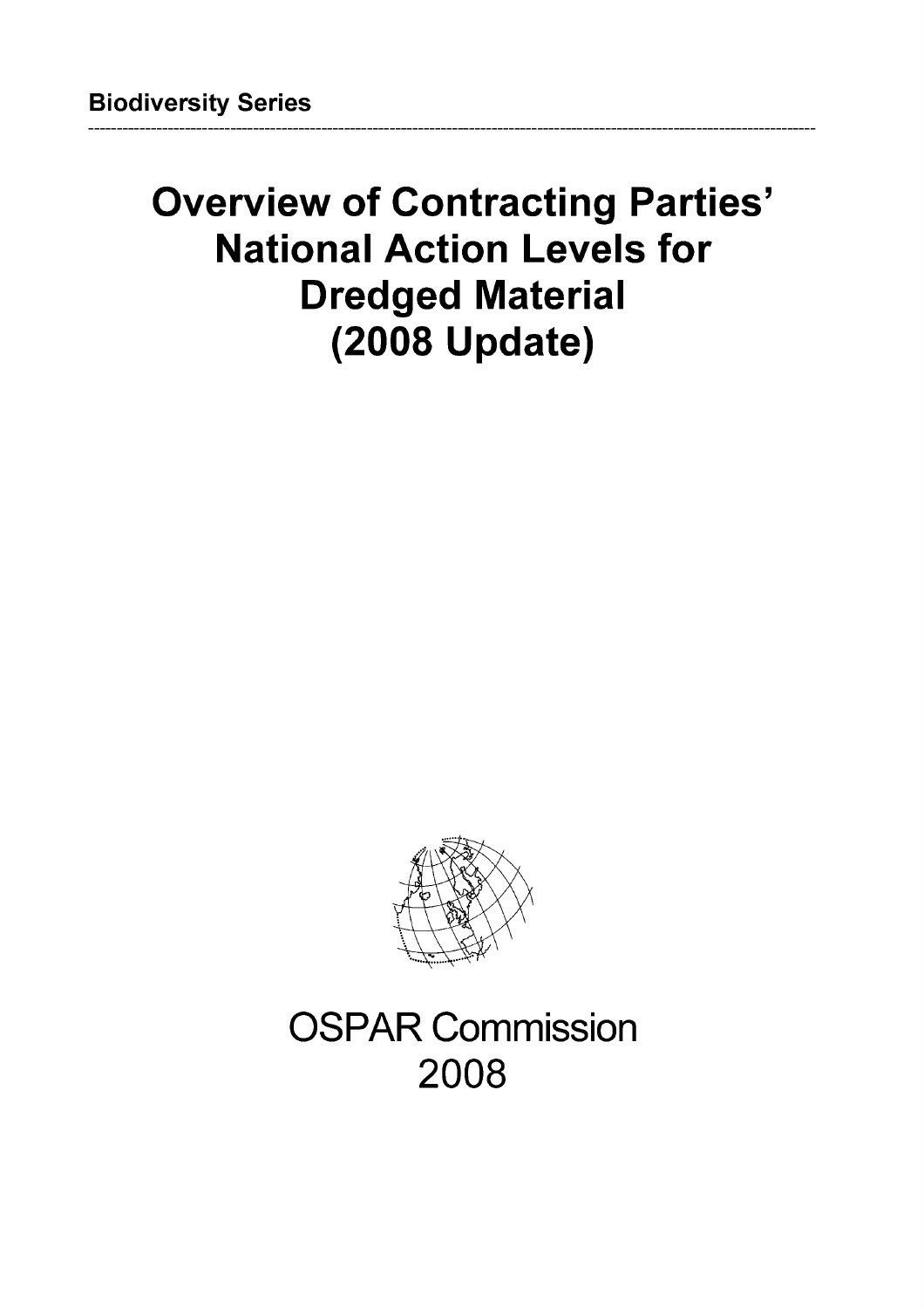**Biodiversity Series**

# Overview of Contracting Parties' National Action Levels for Dredged Material (2008 Update)

OSPAR Commission
2008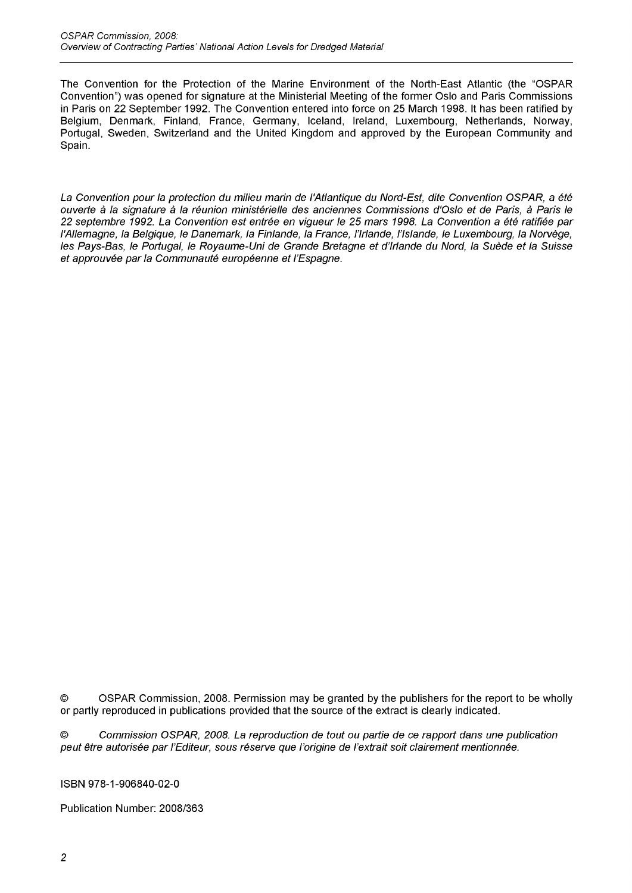The Convention for the Protection of the Marine Environment of the North-East Atlantic (the "OSPAR Convention") was opened for signature at the Ministerial Meeting of the former Oslo and Paris Commissions in Paris on 22 September 1992. The Convention entered into force on 25 March 1998. It has been ratified by Belgium, Denmark, Finland, France, Germany, Iceland, Ireland, Luxembourg, Netherlands, Norway, Portugal, Sweden, Switzerland and the United Kingdom and approved by the European Community and Spain.

*La Convention pour la protection du milieu marin de l'Atlantique du Nord-Est, dite Convention OSPAR, a été ouverte à la signature à la réunion ministérielle des anciennes Commissions d'Oslo et de Paris, à Paris le 22 septembre 1992. La Convention est entrée en vigueur le 25 mars 1998. La Convention a été ratifiée par l'Allemagne, la Belgique, le Danemark, la Finlande, la France, l'Irlande, l'Islande, le Luxembourg, la Norvège, les Pays-Bas, le Portugal, le Royaume-Uni de Grande Bretagne et d'Irlande du Nord, la Suède et la Suisse et approuvée par la Communauté européenne et l'Espagne.*

© OSPAR Commission, 2008. Permission may be granted by the publishers for the report to be wholly or partly reproduced in publications provided that the source of the extract is clearly indicated.

© *Commission OSPAR, 2008. La reproduction de tout ou partie de ce rapport dans une publication peut être autorisée par l'Editeur, sous réserve que l'origine de l'extrait soit clairement mentionnée.*

ISBN 978-1-906840-02-0

Publication Number: 2008/363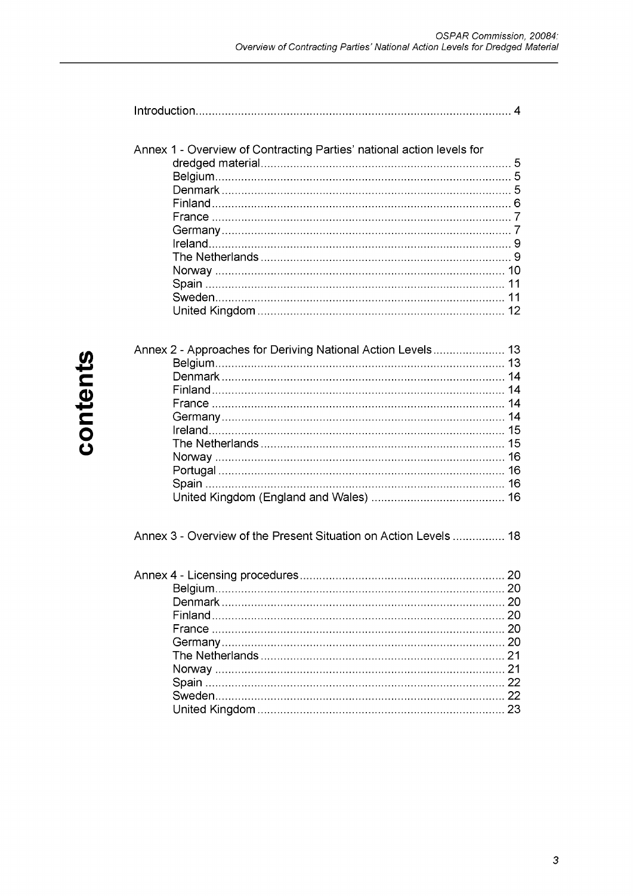# contents

Introduction ................................................................................................ 4

Annex 1 - Overview of Contracting Parties' national action levels for dredged material ............................................................................ 5
- Belgium ......................................................................................... 5
- Denmark ........................................................................................ 5
- Finland ........................................................................................... 6
- France ........................................................................................... 7
- Germany ........................................................................................ 7
- Ireland ............................................................................................ 9
- The Netherlands ............................................................................ 9
- Norway ........................................................................................ 10
- Spain ........................................................................................... 11
- Sweden ........................................................................................ 11
- United Kingdom ........................................................................... 12

Annex 2 - Approaches for Deriving National Action Levels ...................... 13
- Belgium ........................................................................................ 13
- Denmark ...................................................................................... 14
- Finland ......................................................................................... 14
- France ......................................................................................... 14
- Germany ...................................................................................... 14
- Ireland .......................................................................................... 15
- The Netherlands .......................................................................... 15
- Norway ........................................................................................ 16
- Portugal ....................................................................................... 16
- Spain ........................................................................................... 16
- United Kingdom (England and Wales) ......................................... 16

Annex 3 - Overview of the Present Situation on Action Levels ................ 18

Annex 4 - Licensing procedures .............................................................. 20
- Belgium ........................................................................................ 20
- Denmark ...................................................................................... 20
- Finland ......................................................................................... 20
- France ......................................................................................... 20
- Germany ...................................................................................... 20
- The Netherlands .......................................................................... 21
- Norway ........................................................................................ 21
- Spain ........................................................................................... 22
- Sweden ........................................................................................ 22
- United Kingdom ........................................................................... 23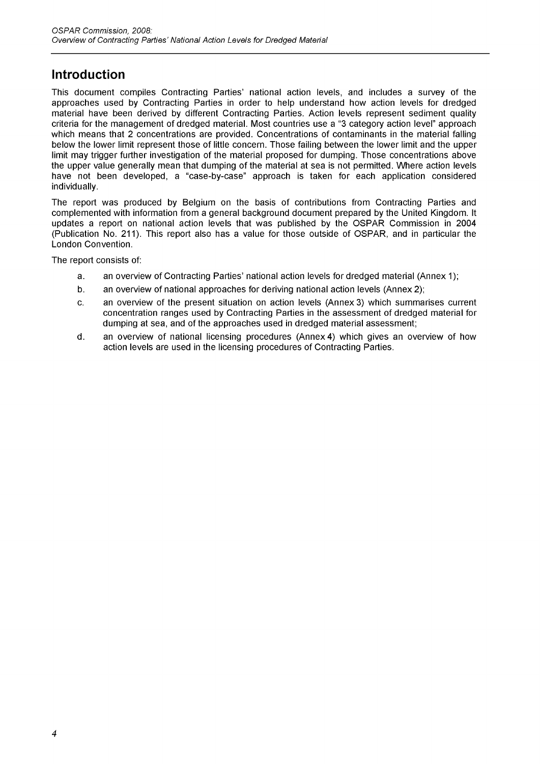## Introduction

This document compiles Contracting Parties' national action levels, and includes a survey of the approaches used by Contracting Parties in order to help understand how action levels for dredged material have been derived by different Contracting Parties. Action levels represent sediment quality criteria for the management of dredged material. Most countries use a "3 category action level" approach which means that 2 concentrations are provided. Concentrations of contaminants in the material falling below the lower limit represent those of little concern. Those falling between the lower limit and the upper limit may trigger further investigation of the material proposed for dumping. Those concentrations above the upper value generally mean that dumping of the material at sea is not permitted. Where action levels have not been developed, a "case-by-case" approach is taken for each application considered individually.

The report was produced by Belgium on the basis of contributions from Contracting Parties and complemented with information from a general background document prepared by the United Kingdom. It updates a report on national action levels that was published by the OSPAR Commission in 2004 (Publication No. 211). This report also has a value for those outside of OSPAR, and in particular the London Convention.

The report consists of:

a. an overview of Contracting Parties' national action levels for dredged material (Annex 1);

b. an overview of national approaches for deriving national action levels (Annex 2);

c. an overview of the present situation on action levels (Annex 3) which summarises current concentration ranges used by Contracting Parties in the assessment of dredged material for dumping at sea, and of the approaches used in dredged material assessment;

d. an overview of national licensing procedures (Annex 4) which gives an overview of how action levels are used in the licensing procedures of Contracting Parties.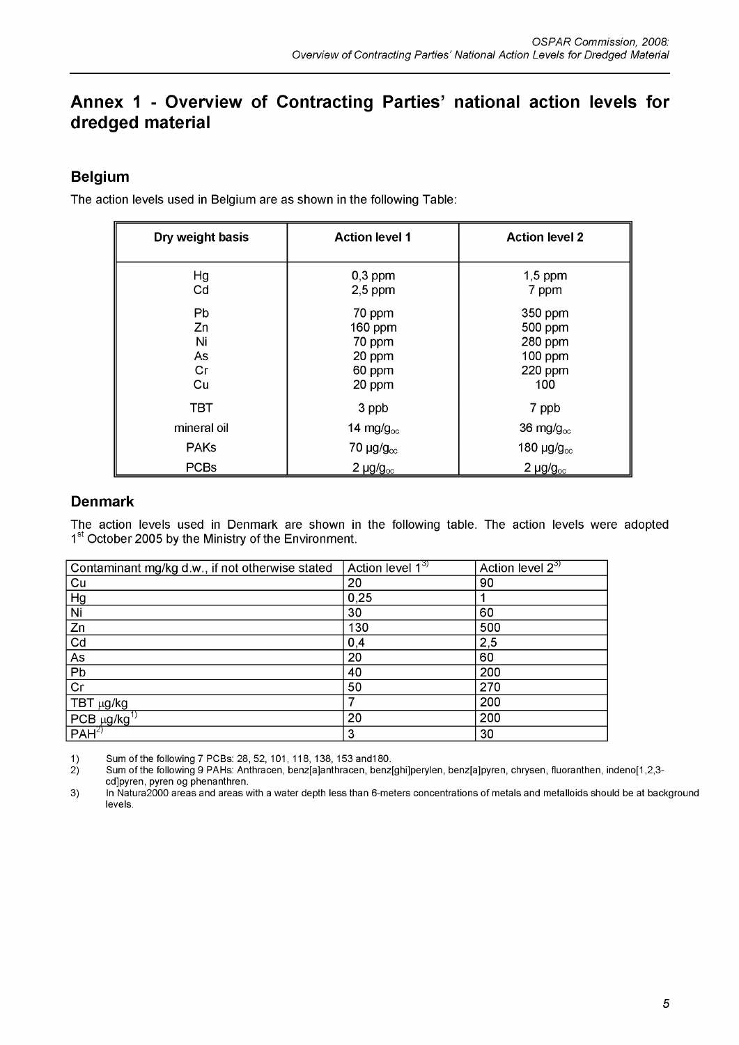# Annex 1 - Overview of Contracting Parties' national action levels for dredged material

## Belgium

The action levels used in Belgium are as shown in the following Table:

| Dry weight basis | Action level 1 | Action level 2 |
|---|---|---|
| Hg | 0,3 ppm | 1,5 ppm |
| Cd | 2,5 ppm | 7 ppm |
| Pb | 70 ppm | 350 ppm |
| Zn | 160 ppm | 500 ppm |
| Ni | 70 ppm | 280 ppm |
| As | 20 ppm | 100 ppm |
| Cr | 60 ppm | 220 ppm |
| Cu | 20 ppm | 100 |
| TBT | 3 ppb | 7 ppb |
| mineral oil | 14 mg/$g_{oc}$ | 36 mg/$g_{oc}$ |
| PAKs | 70 µg/$g_{oc}$ | 180 µg/$g_{oc}$ |
| PCBs | 2 µg/$g_{oc}$ | 2 µg/$g_{oc}$ |

## Denmark

The action levels used in Denmark are shown in the following table. The action levels were adopted 1st October 2005 by the Ministry of the Environment.

| Contaminant mg/kg d.w., if not otherwise stated | Action level 1[3)] | Action level 2[3)] |
|---|---|---|
| Cu | 20 | 90 |
| Hg | 0,25 | 1 |
| Ni | 30 | 60 |
| Zn | 130 | 500 |
| Cd | 0,4 | 2,5 |
| As | 20 | 60 |
| Pb | 40 | 200 |
| Cr | 50 | 270 |
| TBT µg/kg | 7 | 200 |
| PCB µg/kg[1)] | 20 | 200 |
| PAH[2)] | 3 | 30 |

1) Sum of the following 7 PCBs: 28, 52, 101, 118, 138, 153 and180.
2) Sum of the following 9 PAHs: Anthracen, benz[a]anthracen, benz[ghi]perylen, benz[a]pyren, chrysen, fluoranthen, indeno[1,2,3-cd]pyren, pyren og phenanthren.
3) In Natura2000 areas and areas with a water depth less than 6-meters concentrations of metals and metalloids should be at background levels.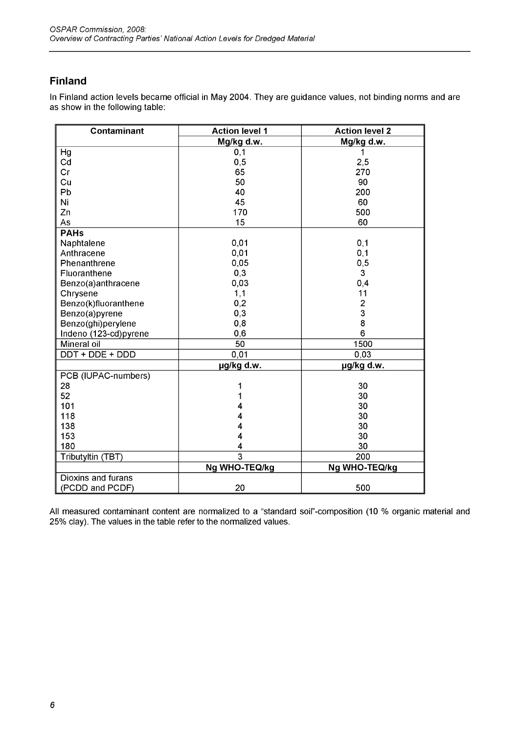## Finland

In Finland action levels became official in May 2004. They are guidance values, not binding norms and are as show in the following table:

| Contaminant | Action level 1 | Action level 2 |
|---|---|---|
| | Mg/kg d.w. | Mg/kg d.w. |
| Hg | 0,1 | 1 |
| Cd | 0,5 | 2,5 |
| Cr | 65 | 270 |
| Cu | 50 | 90 |
| Pb | 40 | 200 |
| Ni | 45 | 60 |
| Zn | 170 | 500 |
| As | 15 | 60 |
| **PAHs** | | |
| Naphtalene | 0,01 | 0,1 |
| Anthracene | 0,01 | 0,1 |
| Phenanthrene | 0,05 | 0,5 |
| Fluoranthene | 0,3 | 3 |
| Benzo(a)anthracene | 0,03 | 0,4 |
| Chrysene | 1,1 | 11 |
| Benzo(k)fluoranthene | 0,2 | 2 |
| Benzo(a)pyrene | 0,3 | 3 |
| Benzo(ghi)perylene | 0,8 | 8 |
| Indeno (123-cd)pyrene | 0,6 | 6 |
| Mineral oil | 50 | 1500 |
| DDT + DDE + DDD | 0,01 | 0,03 |
| | µg/kg d.w. | µg/kg d.w. |
| PCB (IUPAC-numbers) | | |
| 28 | 1 | 30 |
| 52 | 1 | 30 |
| 101 | 4 | 30 |
| 118 | 4 | 30 |
| 138 | 4 | 30 |
| 153 | 4 | 30 |
| 180 | 4 | 30 |
| Tributyltin (TBT) | 3 | 200 |
| | Ng WHO-TEQ/kg | Ng WHO-TEQ/kg |
| Dioxins and furans (PCDD and PCDF) | 20 | 500 |

All measured contaminant content are normalized to a "standard soil"-composition (10 % organic material and 25% clay). The values in the table refer to the normalized values.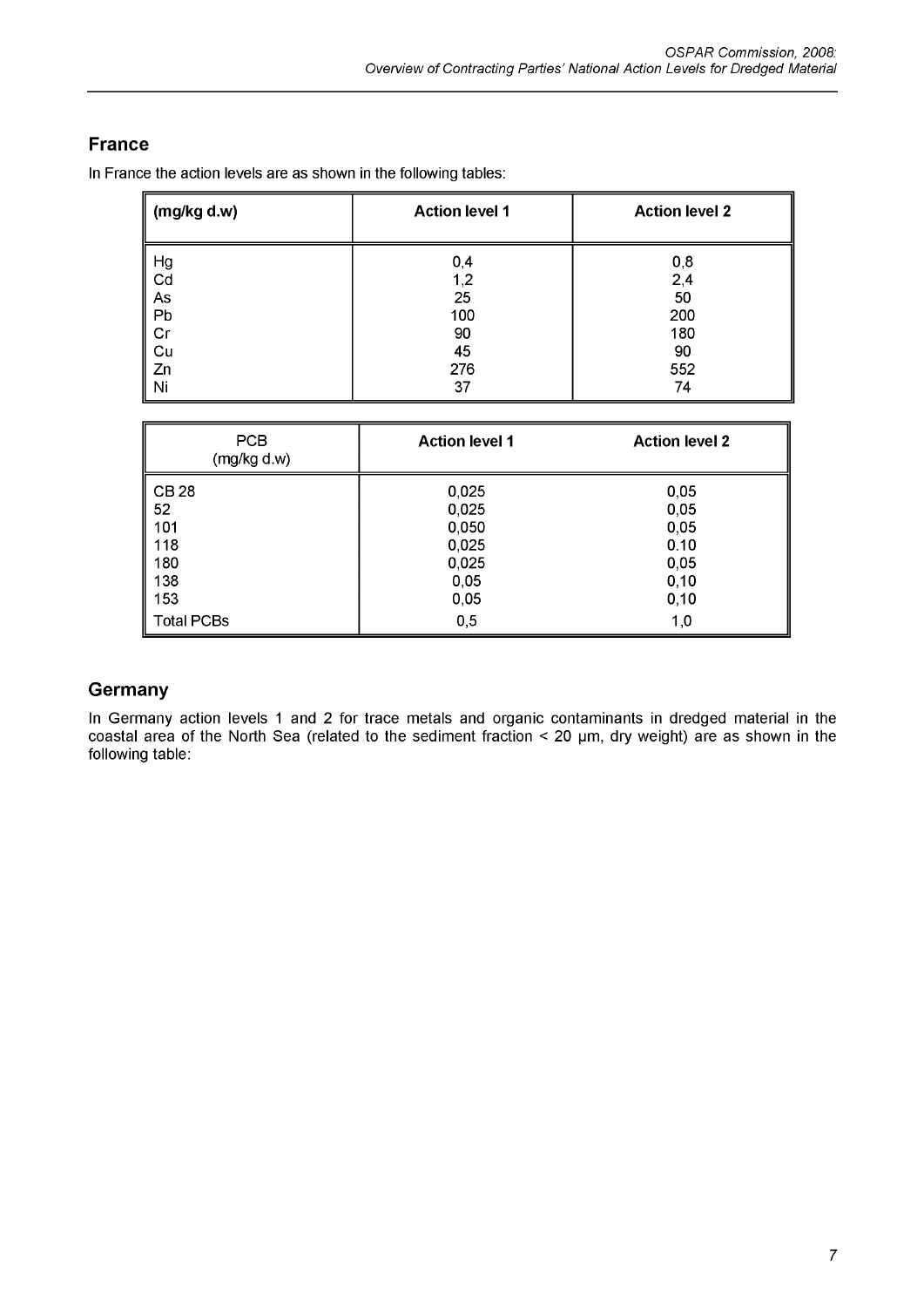## France

In France the action levels are as shown in the following tables:

| (mg/kg d.w) | Action level 1 | Action level 2 |
|---|---|---|
| Hg | 0,4 | 0,8 |
| Cd | 1,2 | 2,4 |
| As | 25 | 50 |
| Pb | 100 | 200 |
| Cr | 90 | 180 |
| Cu | 45 | 90 |
| Zn | 276 | 552 |
| Ni | 37 | 74 |

| PCB (mg/kg d.w) | Action level 1 | Action level 2 |
|---|---|---|
| CB 28 | 0,025 | 0,05 |
| 52 | 0,025 | 0,05 |
| 101 | 0,050 | 0,05 |
| 118 | 0,025 | 0.10 |
| 180 | 0,025 | 0,05 |
| 138 | 0,05 | 0,10 |
| 153 | 0,05 | 0,10 |
| Total PCBs | 0,5 | 1,0 |

## Germany

In Germany action levels 1 and 2 for trace metals and organic contaminants in dredged material in the coastal area of the North Sea (related to the sediment fraction < 20 µm, dry weight) are as shown in the following table: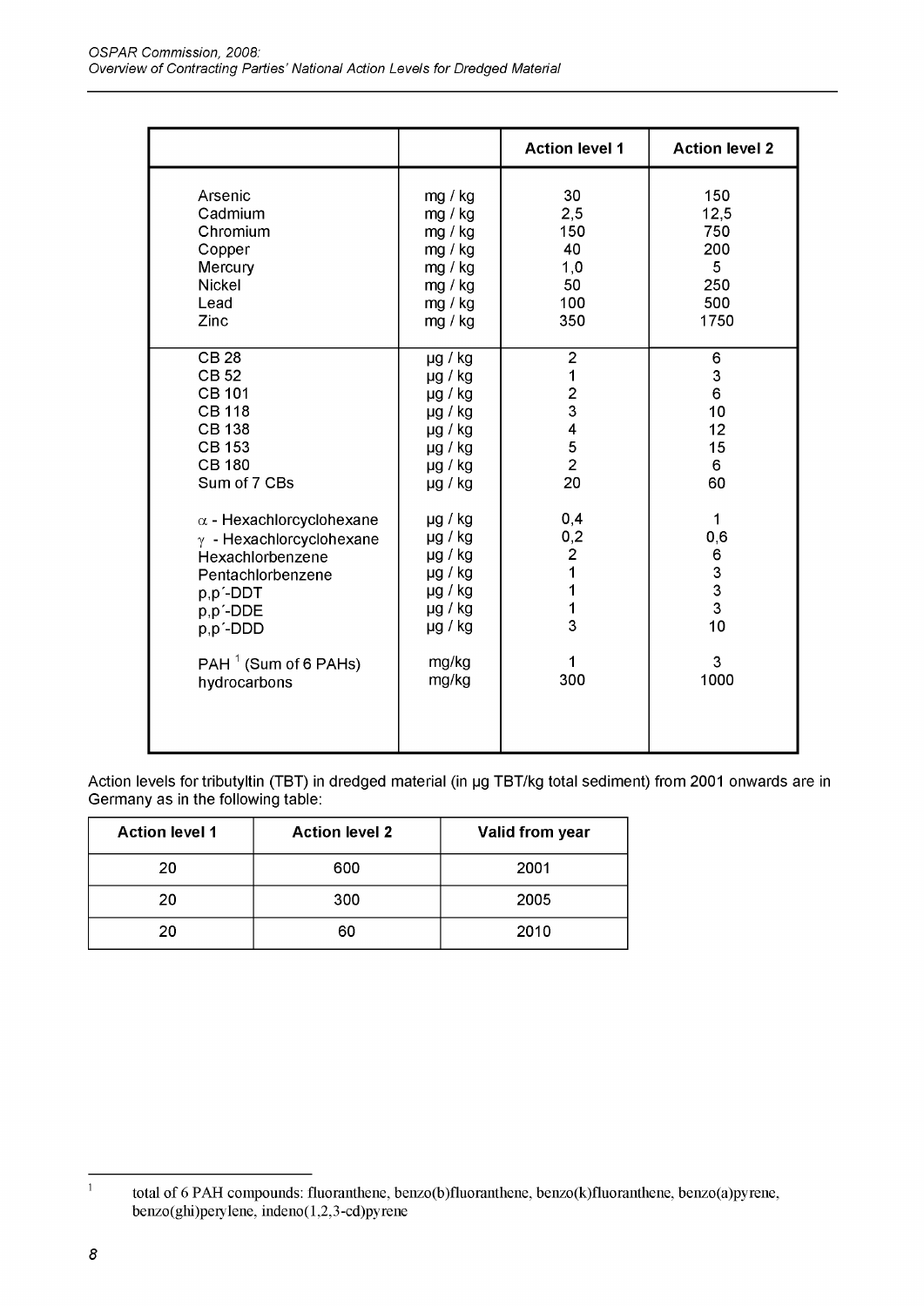| | | Action level 1 | Action level 2 |
|---|---|---|---|
| Arsenic | mg / kg | 30 | 150 |
| Cadmium | mg / kg | 2,5 | 12,5 |
| Chromium | mg / kg | 150 | 750 |
| Copper | mg / kg | 40 | 200 |
| Mercury | mg / kg | 1,0 | 5 |
| Nickel | mg / kg | 50 | 250 |
| Lead | mg / kg | 100 | 500 |
| Zinc | mg / kg | 350 | 1750 |
| CB 28 | µg / kg | 2 | 6 |
| CB 52 | µg / kg | 1 | 3 |
| CB 101 | µg / kg | 2 | 6 |
| CB 118 | µg / kg | 3 | 10 |
| CB 138 | µg / kg | 4 | 12 |
| CB 153 | µg / kg | 5 | 15 |
| CB 180 | µg / kg | 2 | 6 |
| Sum of 7 CBs | µg / kg | 20 | 60 |
| α - Hexachlorcyclohexane | µg / kg | 0,4 | 1 |
| γ - Hexachlorcyclohexane | µg / kg | 0,2 | 0,6 |
| Hexachlorbenzene | µg / kg | 2 | 6 |
| Pentachlorbenzene | µg / kg | 1 | 3 |
| p,p´-DDT | µg / kg | 1 | 3 |
| p,p´-DDE | µg / kg | 1 | 3 |
| p,p´-DDD | µg / kg | 3 | 10 |
| PAH [1] (Sum of 6 PAHs) | mg/kg | 1 | 3 |
| hydrocarbons | mg/kg | 300 | 1000 |

Action levels for tributyltin (TBT) in dredged material (in µg TBT/kg total sediment) from 2001 onwards are in Germany as in the following table:

| Action level 1 | Action level 2 | Valid from year |
|---|---|---|
| 20 | 600 | 2001 |
| 20 | 300 | 2005 |
| 20 | 60 | 2010 |

[1] total of 6 PAH compounds: fluoranthene, benzo(b)fluoranthene, benzo(k)fluoranthene, benzo(a)pyrene, benzo(ghi)perylene, indeno(1,2,3-cd)pyrene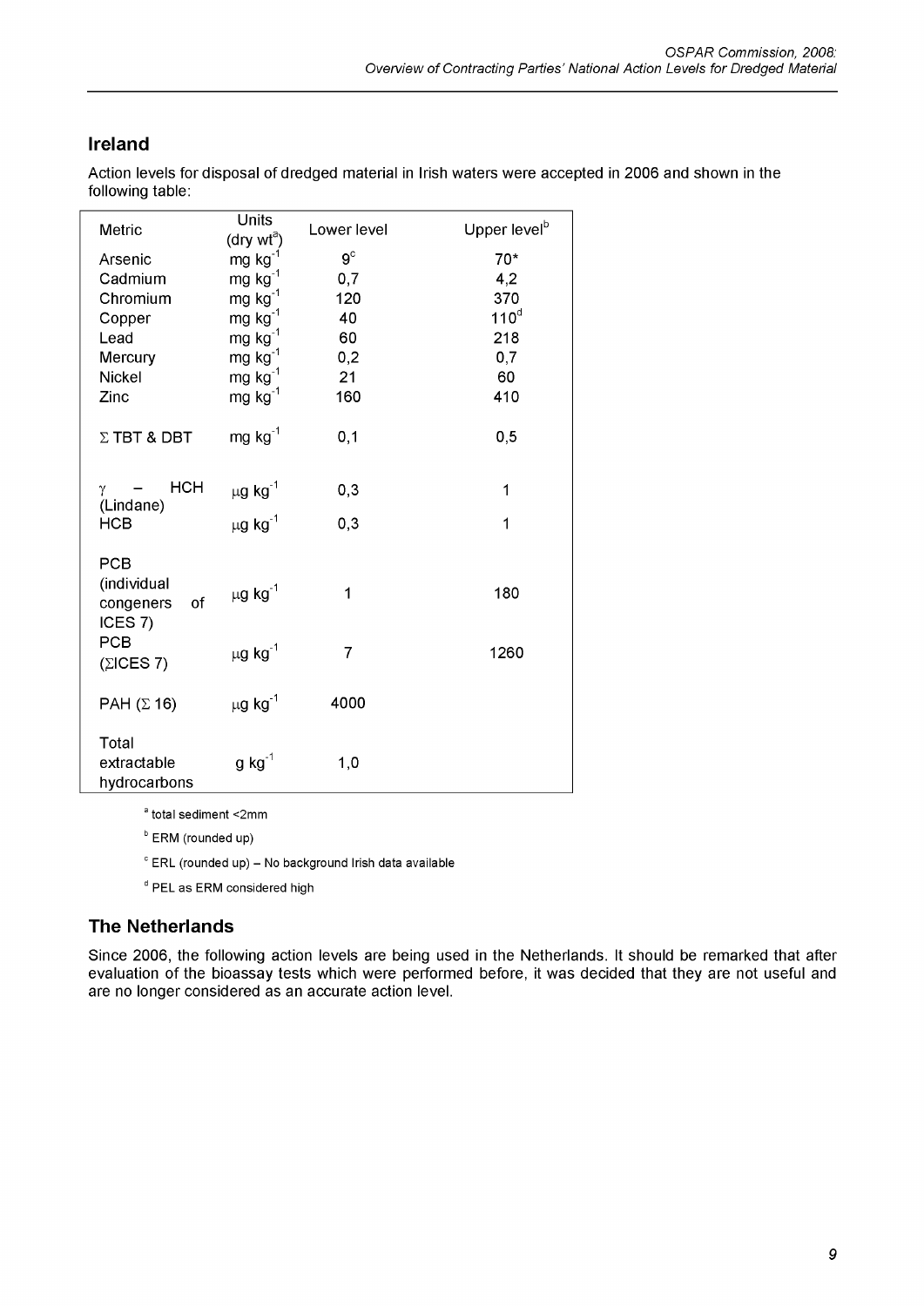## Ireland

Action levels for disposal of dredged material in Irish waters were accepted in 2006 and shown in the following table:

| Metric | Units (dry wt[a]) | Lower level | Upper level[b] |
|---|---|---|---|
| Arsenic | mg $kg^{-1}$ | 9[c] | 70* |
| Cadmium | mg $kg^{-1}$ | 0,7 | 4,2 |
| Chromium | mg $kg^{-1}$ | 120 | 370 |
| Copper | mg $kg^{-1}$ | 40 | 110[d] |
| Lead | mg $kg^{-1}$ | 60 | 218 |
| Mercury | mg $kg^{-1}$ | 0,2 | 0,7 |
| Nickel | mg $kg^{-1}$ | 21 | 60 |
| Zinc | mg $kg^{-1}$ | 160 | 410 |
| $\Sigma$ TBT & DBT | mg $kg^{-1}$ | 0,1 | 0,5 |
| $\gamma$ – HCH (Lindane) | $\mu$g $kg^{-1}$ | 0,3 | 1 |
| HCB | $\mu$g $kg^{-1}$ | 0,3 | 1 |
| PCB (individual congeners of ICES 7) | $\mu$g $kg^{-1}$ | 1 | 180 |
| PCB ($\Sigma$ICES 7) | $\mu$g $kg^{-1}$ | 7 | 1260 |
| PAH ($\Sigma$ 16) | $\mu$g $kg^{-1}$ | 4000 | |
| Total extractable hydrocarbons | g $kg^{-1}$ | 1,0 | |

[a] total sediment <2mm

[b] ERM (rounded up)

[c] ERL (rounded up) – No background Irish data available

[d] PEL as ERM considered high

## The Netherlands

Since 2006, the following action levels are being used in the Netherlands. It should be remarked that after evaluation of the bioassay tests which were performed before, it was decided that they are not useful and are no longer considered as an accurate action level.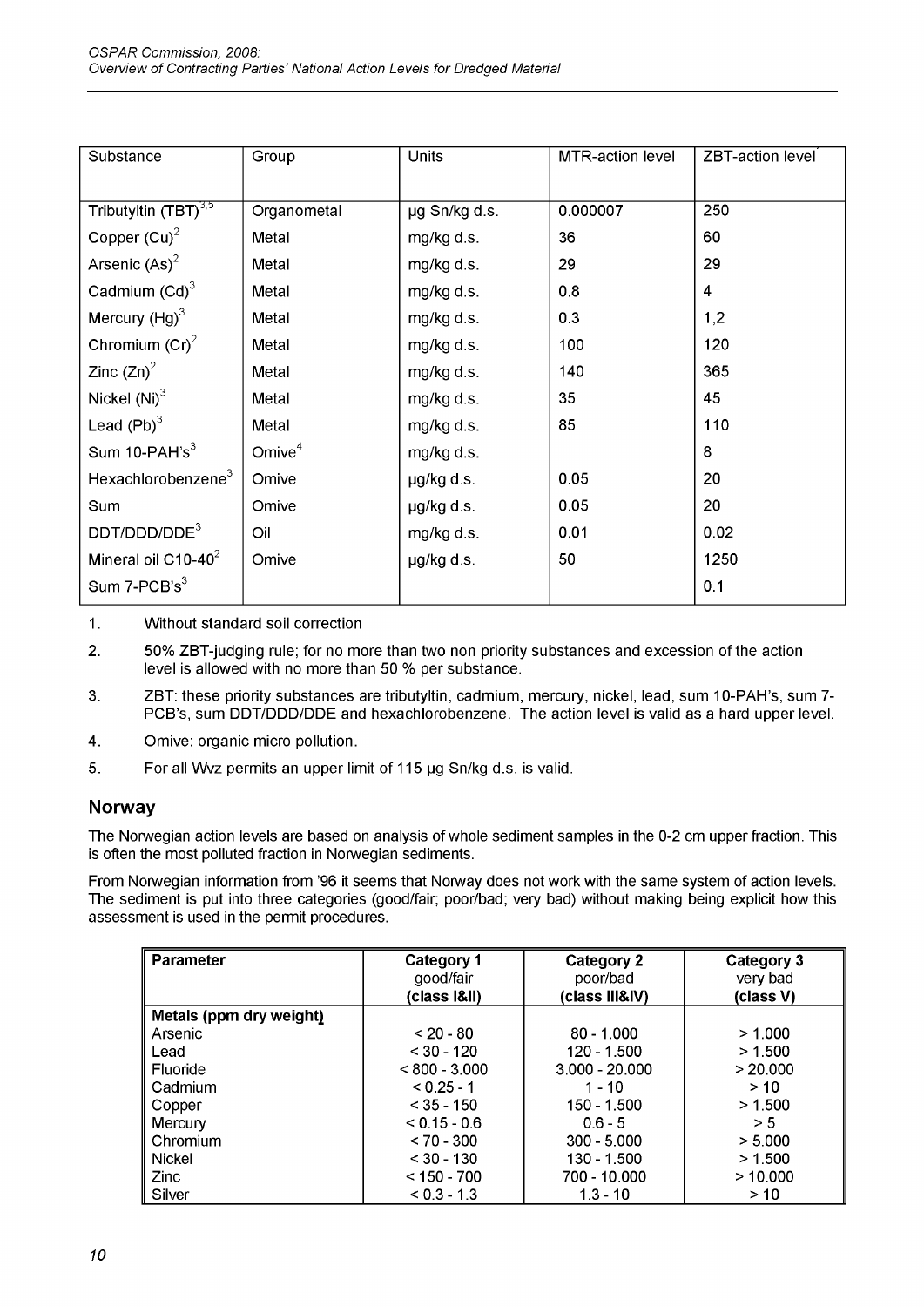| Substance | Group | Units | MTR-action level | ZBT-action level[1] |
|---|---|---|---|---|
| Tributyltin (TBT)[3,5] | Organometal | µg Sn/kg d.s. | 0.000007 | 250 |
| Copper (Cu)[2] | Metal | mg/kg d.s. | 36 | 60 |
| Arsenic (As)[2] | Metal | mg/kg d.s. | 29 | 29 |
| Cadmium (Cd)[3] | Metal | mg/kg d.s. | 0.8 | 4 |
| Mercury (Hg)[3] | Metal | mg/kg d.s. | 0.3 | 1,2 |
| Chromium (Cr)[2] | Metal | mg/kg d.s. | 100 | 120 |
| Zinc (Zn)[2] | Metal | mg/kg d.s. | 140 | 365 |
| Nickel (Ni)[3] | Metal | mg/kg d.s. | 35 | 45 |
| Lead (Pb)[3] | Metal | mg/kg d.s. | 85 | 110 |
| Sum 10-PAH's[3] | Omive[4] | mg/kg d.s. | | 8 |
| Hexachlorobenzene[3] | Omive | µg/kg d.s. | 0.05 | 20 |
| Sum | Omive | µg/kg d.s. | 0.05 | 20 |
| DDT/DDD/DDE[3] | Oil | mg/kg d.s. | 0.01 | 0.02 |
| Mineral oil C10-40[2] | Omive | µg/kg d.s. | 50 | 1250 |
| Sum 7-PCB's[3] | | | | 0.1 |

1. Without standard soil correction
2. 50% ZBT-judging rule; for no more than two non priority substances and excession of the action level is allowed with no more than 50 % per substance.
3. ZBT: these priority substances are tributyltin, cadmium, mercury, nickel, lead, sum 10-PAH's, sum 7-PCB's, sum DDT/DDD/DDE and hexachlorobenzene. The action level is valid as a hard upper level.
4. Omive: organic micro pollution.
5. For all Wvz permits an upper limit of 115 µg Sn/kg d.s. is valid.

## Norway

The Norwegian action levels are based on analysis of whole sediment samples in the 0-2 cm upper fraction. This is often the most polluted fraction in Norwegian sediments.

From Norwegian information from '96 it seems that Norway does not work with the same system of action levels. The sediment is put into three categories (good/fair; poor/bad; very bad) without making being explicit how this assessment is used in the permit procedures.

| Parameter | Category 1 good/fair (class I&II) | Category 2 poor/bad (class III&IV) | Category 3 very bad (class V) |
|---|---|---|---|
| **Metals (ppm dry weight)** | | | |
| Arsenic | < 20 - 80 | 80 - 1.000 | > 1.000 |
| Lead | < 30 - 120 | 120 - 1.500 | > 1.500 |
| Fluoride | < 800 - 3.000 | 3.000 - 20.000 | > 20.000 |
| Cadmium | < 0.25 - 1 | 1 - 10 | > 10 |
| Copper | < 35 - 150 | 150 - 1.500 | > 1.500 |
| Mercury | < 0.15 - 0.6 | 0.6 - 5 | > 5 |
| Chromium | < 70 - 300 | 300 - 5.000 | > 5.000 |
| Nickel | < 30 - 130 | 130 - 1.500 | > 1.500 |
| Zinc | < 150 - 700 | 700 - 10.000 | > 10.000 |
| Silver | < 0.3 - 1.3 | 1.3 - 10 | > 10 |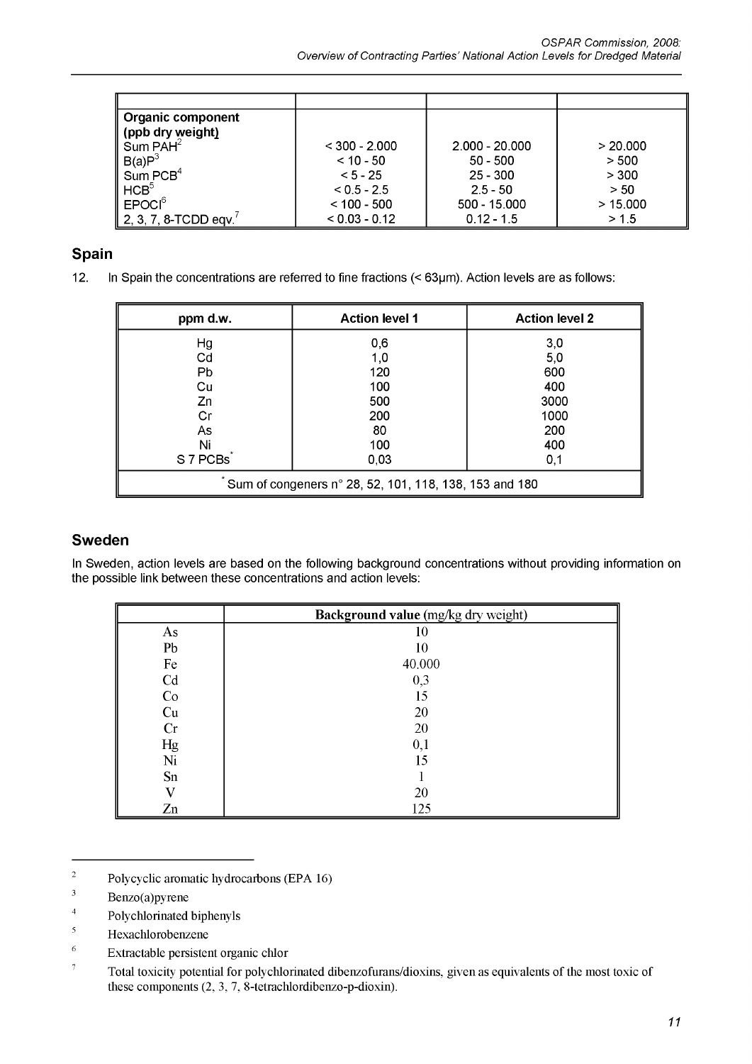| | | | |
|---|---|---|---|
| **Organic component (ppb dry weight)** | | | |
| Sum PAH[2] | < 300 - 2.000 | 2.000 - 20.000 | > 20.000 |
| B(a)P[3] | < 10 - 50 | 50 - 500 | > 500 |
| Sum PCB[4] | < 5 - 25 | 25 - 300 | > 300 |
| HCB[5] | < 0.5 - 2.5 | 2.5 - 50 | > 50 |
| EPOCl[6] | < 100 - 500 | 500 - 15.000 | > 15.000 |
| 2, 3, 7, 8-TCDD eqv.[7] | < 0.03 - 0.12 | 0.12 - 1.5 | > 1.5 |

## Spain

12. In Spain the concentrations are referred to fine fractions (< 63µm). Action levels are as follows:

| ppm d.w. | Action level 1 | Action level 2 |
|---|---|---|
| Hg | 0,6 | 3,0 |
| Cd | 1,0 | 5,0 |
| Pb | 120 | 600 |
| Cu | 100 | 400 |
| Zn | 500 | 3000 |
| Cr | 200 | 1000 |
| As | 80 | 200 |
| Ni | 100 | 400 |
| S 7 PCBs* | 0,03 | 0,1 |
| *Sum of congeners n° 28, 52, 101, 118, 138, 153 and 180 | | |

## Sweden

In Sweden, action levels are based on the following background concentrations without providing information on the possible link between these concentrations and action levels:

| | **Background value** (mg/kg dry weight) |
|---|---|
| As | 10 |
| Pb | 10 |
| Fe | 40.000 |
| Cd | 0,3 |
| Co | 15 |
| Cu | 20 |
| Cr | 20 |
| Hg | 0,1 |
| Ni | 15 |
| Sn | 1 |
| V | 20 |
| Zn | 125 |

---

[2] Polycyclic aromatic hydrocarbons (EPA 16)

[3] Benzo(a)pyrene

[4] Polychlorinated biphenyls

[5] Hexachlorobenzene

[6] Extractable persistent organic chlor

[7] Total toxicity potential for polychlorinated dibenzofurans/dioxins, given as equivalents of the most toxic of these components (2, 3, 7, 8-tetrachlordibenzo-p-dioxin).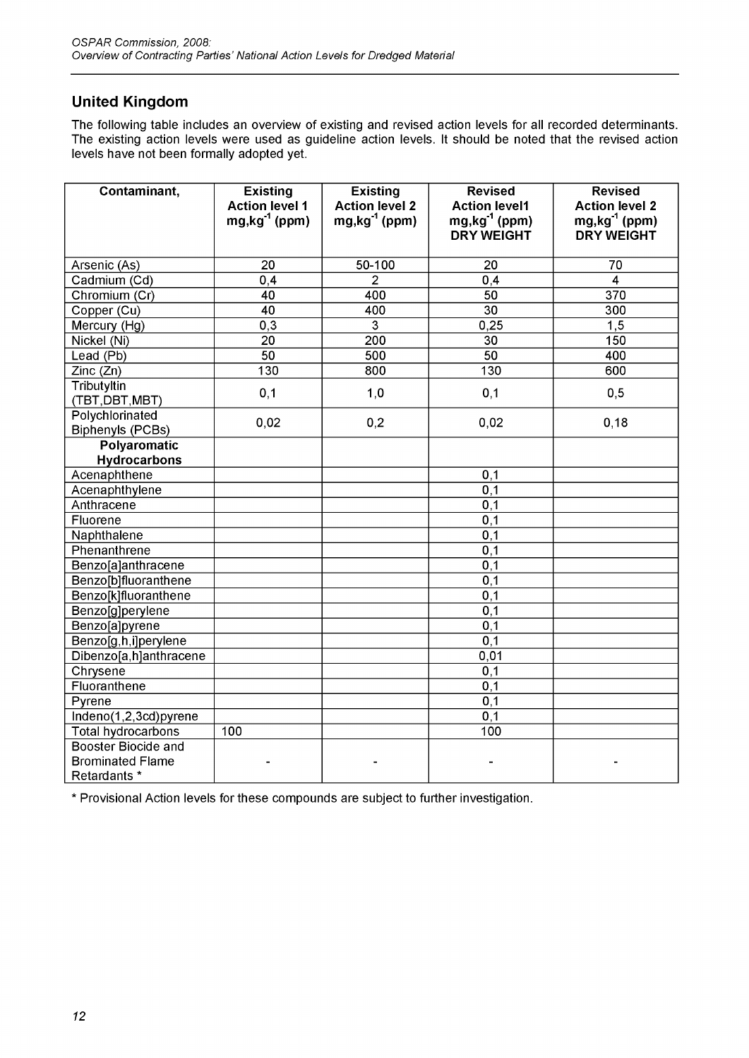## United Kingdom

The following table includes an overview of existing and revised action levels for all recorded determinants. The existing action levels were used as guideline action levels. It should be noted that the revised action levels have not been formally adopted yet.

| Contaminant, | Existing Action level 1 mg,kg$^{-1}$ (ppm) | Existing Action level 2 mg,kg$^{-1}$ (ppm) | Revised Action level1 mg,kg$^{-1}$ (ppm) DRY WEIGHT | Revised Action level 2 mg,kg$^{-1}$ (ppm) DRY WEIGHT |
|---|---|---|---|---|
| Arsenic (As) | 20 | 50-100 | 20 | 70 |
| Cadmium (Cd) | 0,4 | 2 | 0,4 | 4 |
| Chromium (Cr) | 40 | 400 | 50 | 370 |
| Copper (Cu) | 40 | 400 | 30 | 300 |
| Mercury (Hg) | 0,3 | 3 | 0,25 | 1,5 |
| Nickel (Ni) | 20 | 200 | 30 | 150 |
| Lead (Pb) | 50 | 500 | 50 | 400 |
| Zinc (Zn) | 130 | 800 | 130 | 600 |
| Tributyltin (TBT,DBT,MBT) | 0,1 | 1,0 | 0,1 | 0,5 |
| Polychlorinated Biphenyls (PCBs) | 0,02 | 0,2 | 0,02 | 0,18 |
| **Polyaromatic Hydrocarbons** | | | | |
| Acenaphthene | | | 0,1 | |
| Acenaphthylene | | | 0,1 | |
| Anthracene | | | 0,1 | |
| Fluorene | | | 0,1 | |
| Naphthalene | | | 0,1 | |
| Phenanthrene | | | 0,1 | |
| Benzo[a]anthracene | | | 0,1 | |
| Benzo[b]fluoranthene | | | 0,1 | |
| Benzo[k]fluoranthene | | | 0,1 | |
| Benzo[g]perylene | | | 0,1 | |
| Benzo[a]pyrene | | | 0,1 | |
| Benzo[g,h,i]perylene | | | 0,1 | |
| Dibenzo[a,h]anthracene | | | 0,01 | |
| Chrysene | | | 0,1 | |
| Fluoranthene | | | 0,1 | |
| Pyrene | | | 0,1 | |
| Indeno(1,2,3cd)pyrene | | | 0,1 | |
| Total hydrocarbons | 100 | | 100 | |
| Booster Biocide and Brominated Flame Retardants * | - | - | - | - |

* Provisional Action levels for these compounds are subject to further investigation.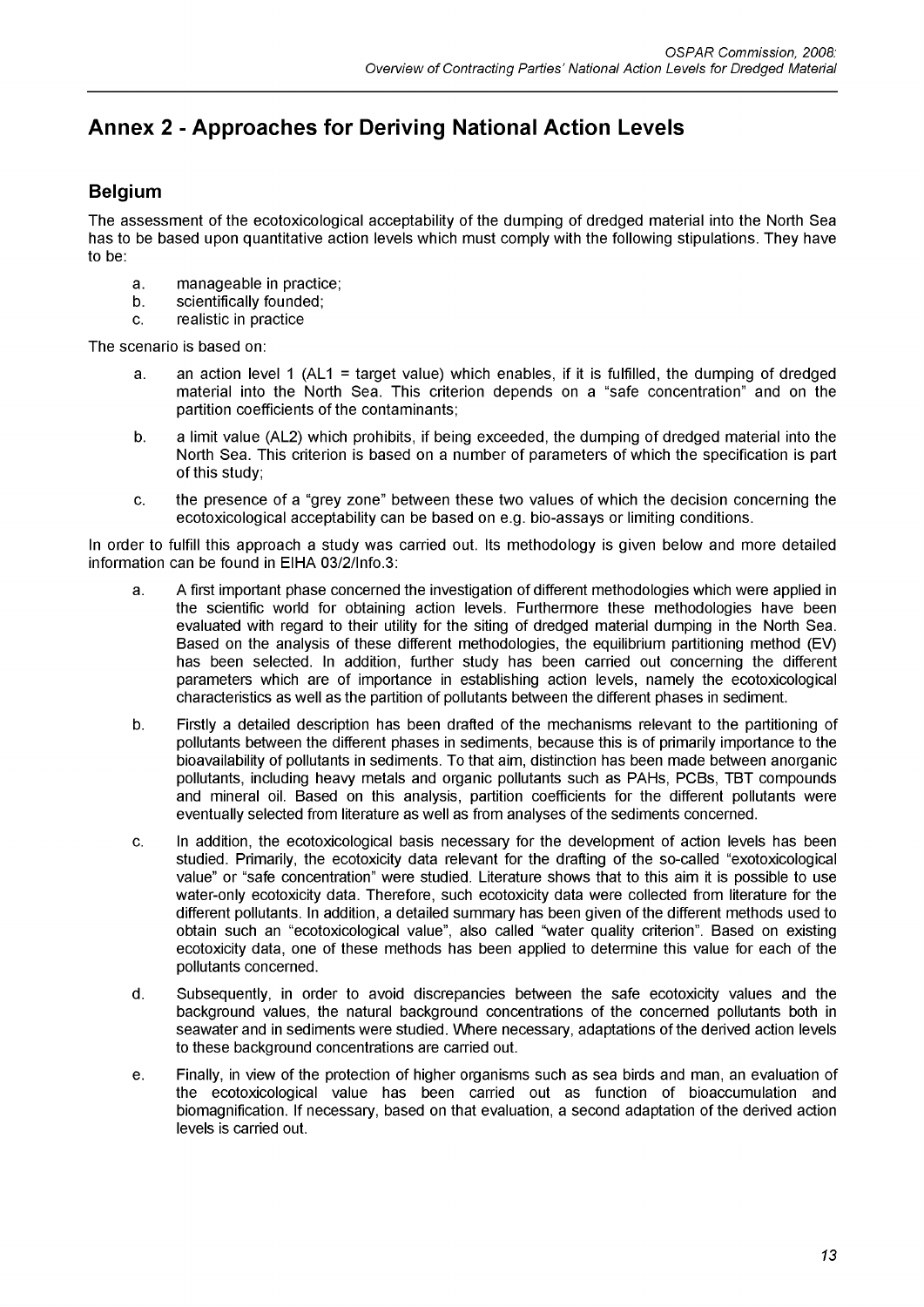# Annex 2 - Approaches for Deriving National Action Levels

## Belgium

The assessment of the ecotoxicological acceptability of the dumping of dredged material into the North Sea has to be based upon quantitative action levels which must comply with the following stipulations. They have to be:

a. manageable in practice;
b. scientifically founded;
c. realistic in practice

The scenario is based on:

a. an action level 1 (AL1 = target value) which enables, if it is fulfilled, the dumping of dredged material into the North Sea. This criterion depends on a "safe concentration" and on the partition coefficients of the contaminants;

b. a limit value (AL2) which prohibits, if being exceeded, the dumping of dredged material into the North Sea. This criterion is based on a number of parameters of which the specification is part of this study;

c. the presence of a "grey zone" between these two values of which the decision concerning the ecotoxicological acceptability can be based on e.g. bio-assays or limiting conditions.

In order to fulfill this approach a study was carried out. Its methodology is given below and more detailed information can be found in EIHA 03/2/Info.3:

a. A first important phase concerned the investigation of different methodologies which were applied in the scientific world for obtaining action levels. Furthermore these methodologies have been evaluated with regard to their utility for the siting of dredged material dumping in the North Sea. Based on the analysis of these different methodologies, the equilibrium partitioning method (EV) has been selected. In addition, further study has been carried out concerning the different parameters which are of importance in establishing action levels, namely the ecotoxicological characteristics as well as the partition of pollutants between the different phases in sediment.

b. Firstly a detailed description has been drafted of the mechanisms relevant to the partitioning of pollutants between the different phases in sediments, because this is of primarily importance to the bioavailability of pollutants in sediments. To that aim, distinction has been made between anorganic pollutants, including heavy metals and organic pollutants such as PAHs, PCBs, TBT compounds and mineral oil. Based on this analysis, partition coefficients for the different pollutants were eventually selected from literature as well as from analyses of the sediments concerned.

c. In addition, the ecotoxicological basis necessary for the development of action levels has been studied. Primarily, the ecotoxicity data relevant for the drafting of the so-called "exotoxicological value" or "safe concentration" were studied. Literature shows that to this aim it is possible to use water-only ecotoxicity data. Therefore, such ecotoxicity data were collected from literature for the different pollutants. In addition, a detailed summary has been given of the different methods used to obtain such an "ecotoxicological value", also called "water quality criterion". Based on existing ecotoxicity data, one of these methods has been applied to determine this value for each of the pollutants concerned.

d. Subsequently, in order to avoid discrepancies between the safe ecotoxicity values and the background values, the natural background concentrations of the concerned pollutants both in seawater and in sediments were studied. Where necessary, adaptations of the derived action levels to these background concentrations are carried out.

e. Finally, in view of the protection of higher organisms such as sea birds and man, an evaluation of the ecotoxicological value has been carried out as function of bioaccumulation and biomagnification. If necessary, based on that evaluation, a second adaptation of the derived action levels is carried out.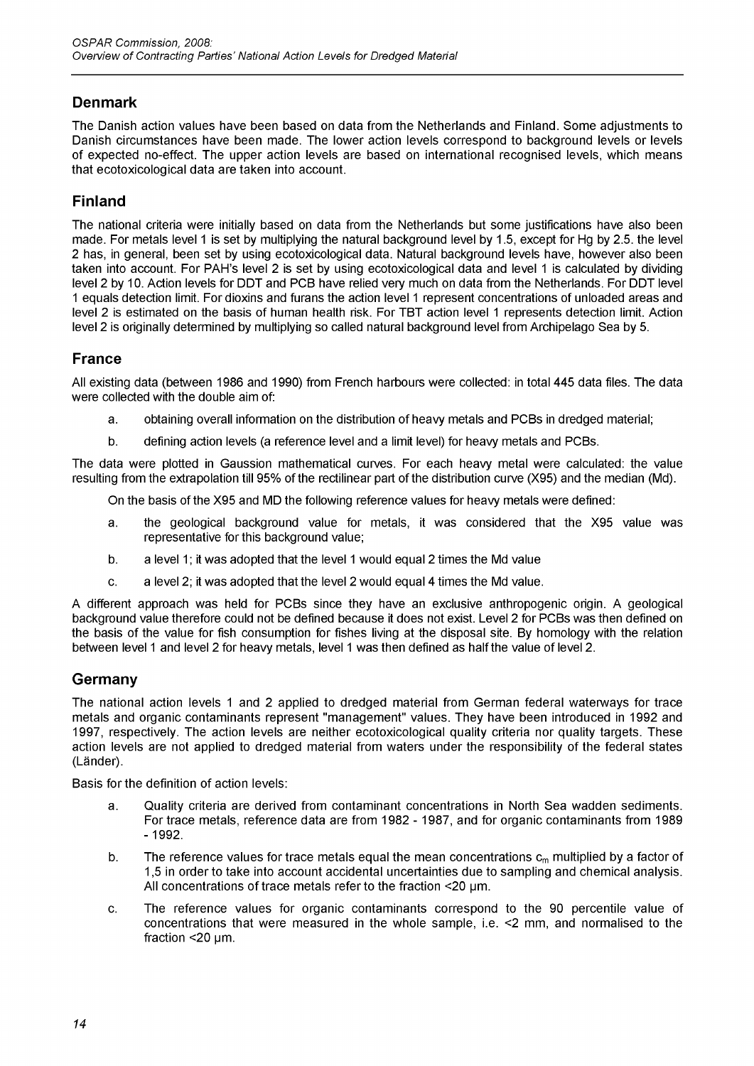## Denmark

The Danish action values have been based on data from the Netherlands and Finland. Some adjustments to Danish circumstances have been made. The lower action levels correspond to background levels or levels of expected no-effect. The upper action levels are based on international recognised levels, which means that ecotoxicological data are taken into account.

## Finland

The national criteria were initially based on data from the Netherlands but some justifications have also been made. For metals level 1 is set by multiplying the natural background level by 1.5, except for Hg by 2.5. the level 2 has, in general, been set by using ecotoxicological data. Natural background levels have, however also been taken into account. For PAH's level 2 is set by using ecotoxicological data and level 1 is calculated by dividing level 2 by 10. Action levels for DDT and PCB have relied very much on data from the Netherlands. For DDT level 1 equals detection limit. For dioxins and furans the action level 1 represent concentrations of unloaded areas and level 2 is estimated on the basis of human health risk. For TBT action level 1 represents detection limit. Action level 2 is originally determined by multiplying so called natural background level from Archipelago Sea by 5.

## France

All existing data (between 1986 and 1990) from French harbours were collected: in total 445 data files. The data were collected with the double aim of:

a. obtaining overall information on the distribution of heavy metals and PCBs in dredged material;

b. defining action levels (a reference level and a limit level) for heavy metals and PCBs.

The data were plotted in Gaussion mathematical curves. For each heavy metal were calculated: the value resulting from the extrapolation till 95% of the rectilinear part of the distribution curve (X95) and the median (Md).

On the basis of the X95 and MD the following reference values for heavy metals were defined:

a. the geological background value for metals, it was considered that the X95 value was representative for this background value;

b. a level 1; it was adopted that the level 1 would equal 2 times the Md value

c. a level 2; it was adopted that the level 2 would equal 4 times the Md value.

A different approach was held for PCBs since they have an exclusive anthropogenic origin. A geological background value therefore could not be defined because it does not exist. Level 2 for PCBs was then defined on the basis of the value for fish consumption for fishes living at the disposal site. By homology with the relation between level 1 and level 2 for heavy metals, level 1 was then defined as half the value of level 2.

## Germany

The national action levels 1 and 2 applied to dredged material from German federal waterways for trace metals and organic contaminants represent "management" values. They have been introduced in 1992 and 1997, respectively. The action levels are neither ecotoxicological quality criteria nor quality targets. These action levels are not applied to dredged material from waters under the responsibility of the federal states (Länder).

Basis for the definition of action levels:

a. Quality criteria are derived from contaminant concentrations in North Sea wadden sediments. For trace metals, reference data are from 1982 - 1987, and for organic contaminants from 1989 - 1992.

b. The reference values for trace metals equal the mean concentrations $c_m$ multiplied by a factor of 1,5 in order to take into account accidental uncertainties due to sampling and chemical analysis. All concentrations of trace metals refer to the fraction <20 µm.

c. The reference values for organic contaminants correspond to the 90 percentile value of concentrations that were measured in the whole sample, i.e. <2 mm, and normalised to the fraction <20 µm.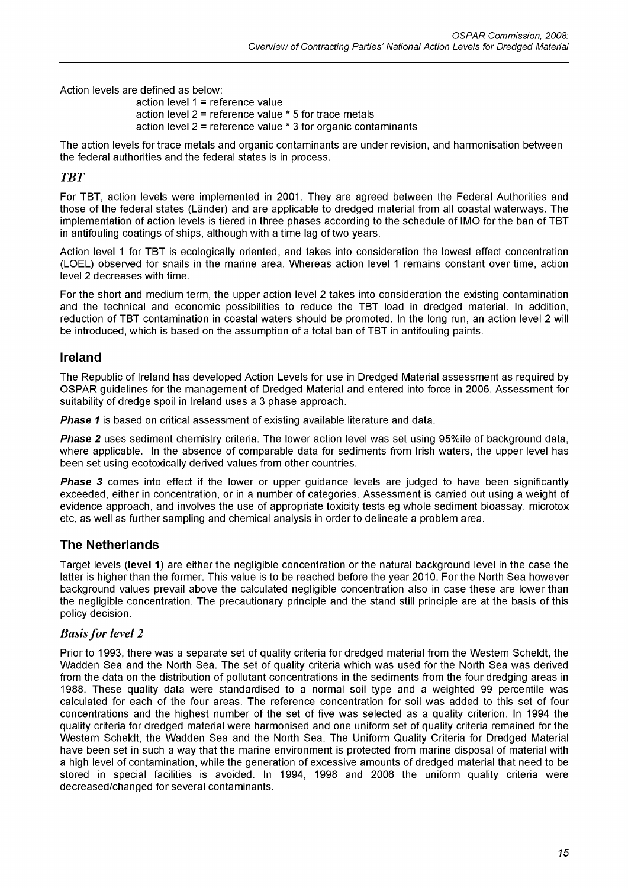Action levels are defined as below:

action level 1 = reference value
action level 2 = reference value * 5 for trace metals
action level 2 = reference value * 3 for organic contaminants

The action levels for trace metals and organic contaminants are under revision, and harmonisation between the federal authorities and the federal states is in process.

### *TBT*

For TBT, action levels were implemented in 2001. They are agreed between the Federal Authorities and those of the federal states (Länder) and are applicable to dredged material from all coastal waterways. The implementation of action levels is tiered in three phases according to the schedule of IMO for the ban of TBT in antifouling coatings of ships, although with a time lag of two years.

Action level 1 for TBT is ecologically oriented, and takes into consideration the lowest effect concentration (LOEL) observed for snails in the marine area. Whereas action level 1 remains constant over time, action level 2 decreases with time.

For the short and medium term, the upper action level 2 takes into consideration the existing contamination and the technical and economic possibilities to reduce the TBT load in dredged material. In addition, reduction of TBT contamination in coastal waters should be promoted. In the long run, an action level 2 will be introduced, which is based on the assumption of a total ban of TBT in antifouling paints.

## Ireland

The Republic of Ireland has developed Action Levels for use in Dredged Material assessment as required by OSPAR guidelines for the management of Dredged Material and entered into force in 2006. Assessment for suitability of dredge spoil in Ireland uses a 3 phase approach.

***Phase 1*** is based on critical assessment of existing available literature and data.

***Phase 2*** uses sediment chemistry criteria. The lower action level was set using 95%ile of background data, where applicable. In the absence of comparable data for sediments from Irish waters, the upper level has been set using ecotoxically derived values from other countries.

***Phase 3*** comes into effect if the lower or upper guidance levels are judged to have been significantly exceeded, either in concentration, or in a number of categories. Assessment is carried out using a weight of evidence approach, and involves the use of appropriate toxicity tests eg whole sediment bioassay, microtox etc, as well as further sampling and chemical analysis in order to delineate a problem area.

## The Netherlands

Target levels (**level 1**) are either the negligible concentration or the natural background level in the case the latter is higher than the former. This value is to be reached before the year 2010. For the North Sea however background values prevail above the calculated negligible concentration also in case these are lower than the negligible concentration. The precautionary principle and the stand still principle are at the basis of this policy decision.

### *Basis for level 2*

Prior to 1993, there was a separate set of quality criteria for dredged material from the Western Scheldt, the Wadden Sea and the North Sea. The set of quality criteria which was used for the North Sea was derived from the data on the distribution of pollutant concentrations in the sediments from the four dredging areas in 1988. These quality data were standardised to a normal soil type and a weighted 99 percentile was calculated for each of the four areas. The reference concentration for soil was added to this set of four concentrations and the highest number of the set of five was selected as a quality criterion. In 1994 the quality criteria for dredged material were harmonised and one uniform set of quality criteria remained for the Western Scheldt, the Wadden Sea and the North Sea. The Uniform Quality Criteria for Dredged Material have been set in such a way that the marine environment is protected from marine disposal of material with a high level of contamination, while the generation of excessive amounts of dredged material that need to be stored in special facilities is avoided. In 1994, 1998 and 2006 the uniform quality criteria were decreased/changed for several contaminants.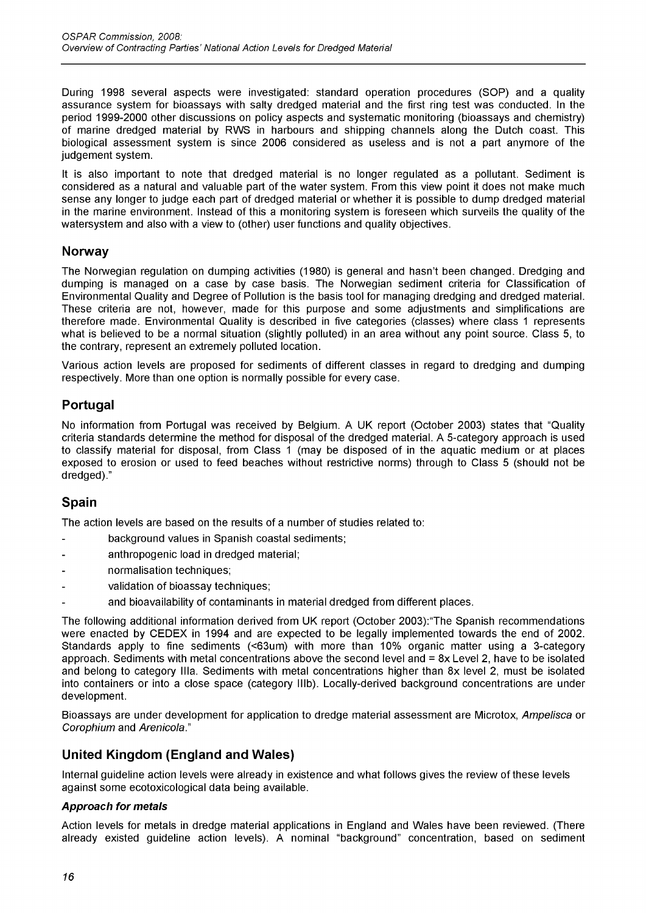During 1998 several aspects were investigated: standard operation procedures (SOP) and a quality assurance system for bioassays with salty dredged material and the first ring test was conducted. In the period 1999-2000 other discussions on policy aspects and systematic monitoring (bioassays and chemistry) of marine dredged material by RWS in harbours and shipping channels along the Dutch coast. This biological assessment system is since 2006 considered as useless and is not a part anymore of the judgement system.

It is also important to note that dredged material is no longer regulated as a pollutant. Sediment is considered as a natural and valuable part of the water system. From this view point it does not make much sense any longer to judge each part of dredged material or whether it is possible to dump dredged material in the marine environment. Instead of this a monitoring system is foreseen which surveils the quality of the watersystem and also with a view to (other) user functions and quality objectives.

## Norway

The Norwegian regulation on dumping activities (1980) is general and hasn't been changed. Dredging and dumping is managed on a case by case basis. The Norwegian sediment criteria for Classification of Environmental Quality and Degree of Pollution is the basis tool for managing dredging and dredged material. These criteria are not, however, made for this purpose and some adjustments and simplifications are therefore made. Environmental Quality is described in five categories (classes) where class 1 represents what is believed to be a normal situation (slightly polluted) in an area without any point source. Class 5, to the contrary, represent an extremely polluted location.

Various action levels are proposed for sediments of different classes in regard to dredging and dumping respectively. More than one option is normally possible for every case.

## Portugal

No information from Portugal was received by Belgium. A UK report (October 2003) states that "Quality criteria standards determine the method for disposal of the dredged material. A 5-category approach is used to classify material for disposal, from Class 1 (may be disposed of in the aquatic medium or at places exposed to erosion or used to feed beaches without restrictive norms) through to Class 5 (should not be dredged)."

## Spain

The action levels are based on the results of a number of studies related to:

- background values in Spanish coastal sediments;
- anthropogenic load in dredged material;
- normalisation techniques;
- validation of bioassay techniques;
- and bioavailability of contaminants in material dredged from different places.

The following additional information derived from UK report (October 2003):"The Spanish recommendations were enacted by CEDEX in 1994 and are expected to be legally implemented towards the end of 2002. Standards apply to fine sediments (<63um) with more than 10% organic matter using a 3-category approach. Sediments with metal concentrations above the second level and = 8x Level 2, have to be isolated and belong to category IIIa. Sediments with metal concentrations higher than 8x level 2, must be isolated into containers or into a close space (category IIIb). Locally-derived background concentrations are under development.

Bioassays are under development for application to dredge material assessment are Microtox, *Ampelisca* or *Corophium* and *Arenicola*."

## United Kingdom (England and Wales)

Internal guideline action levels were already in existence and what follows gives the review of these levels against some ecotoxicological data being available.

### *Approach for metals*

Action levels for metals in dredge material applications in England and Wales have been reviewed. (There already existed guideline action levels). A nominal "background" concentration, based on sediment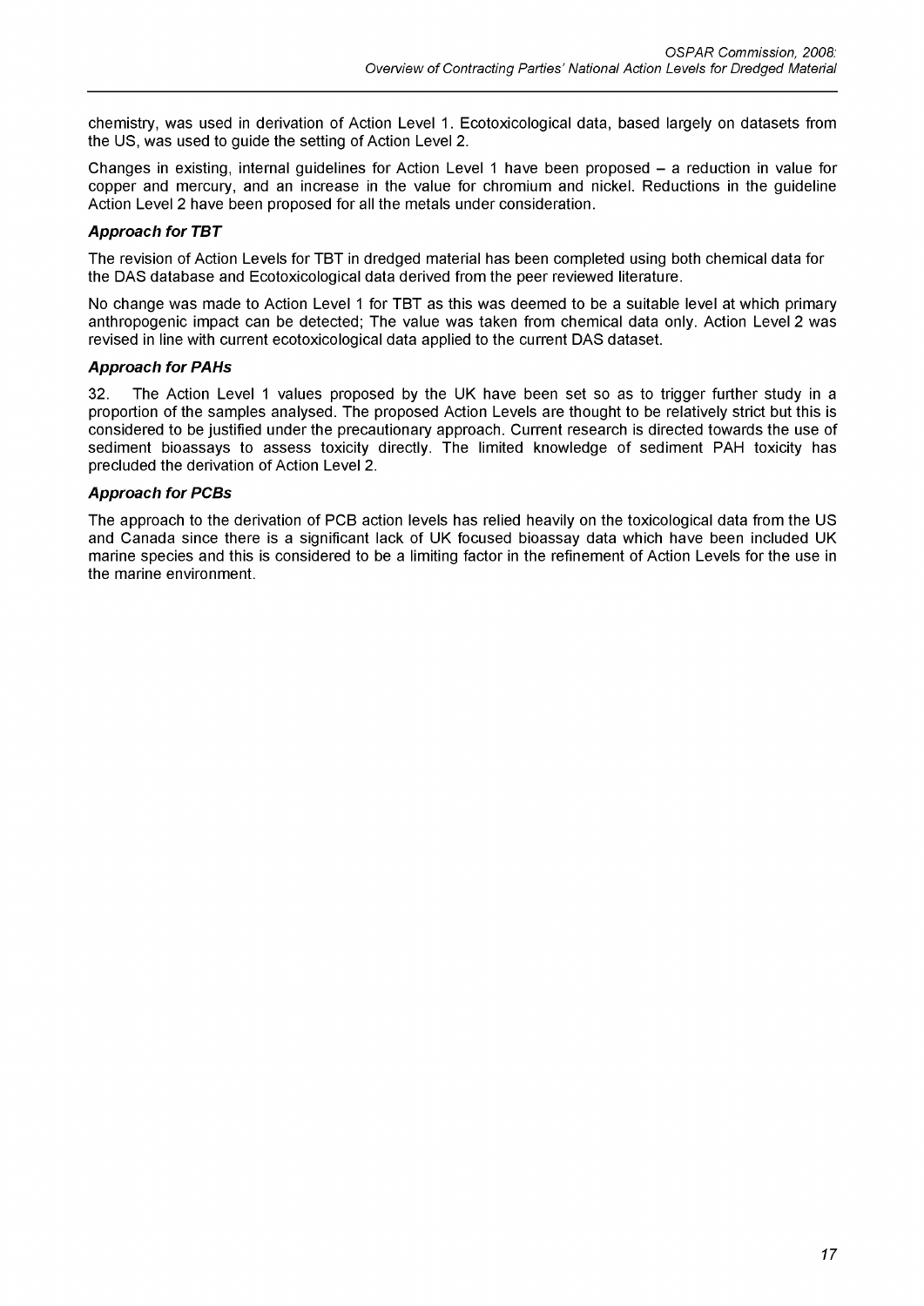chemistry, was used in derivation of Action Level 1. Ecotoxicological data, based largely on datasets from the US, was used to guide the setting of Action Level 2.

Changes in existing, internal guidelines for Action Level 1 have been proposed – a reduction in value for copper and mercury, and an increase in the value for chromium and nickel. Reductions in the guideline Action Level 2 have been proposed for all the metals under consideration.

#### *Approach for TBT*

The revision of Action Levels for TBT in dredged material has been completed using both chemical data for the DAS database and Ecotoxicological data derived from the peer reviewed literature.

No change was made to Action Level 1 for TBT as this was deemed to be a suitable level at which primary anthropogenic impact can be detected; The value was taken from chemical data only. Action Level 2 was revised in line with current ecotoxicological data applied to the current DAS dataset.

#### *Approach for PAHs*

32. The Action Level 1 values proposed by the UK have been set so as to trigger further study in a proportion of the samples analysed. The proposed Action Levels are thought to be relatively strict but this is considered to be justified under the precautionary approach. Current research is directed towards the use of sediment bioassays to assess toxicity directly. The limited knowledge of sediment PAH toxicity has precluded the derivation of Action Level 2.

#### *Approach for PCBs*

The approach to the derivation of PCB action levels has relied heavily on the toxicological data from the US and Canada since there is a significant lack of UK focused bioassay data which have been included UK marine species and this is considered to be a limiting factor in the refinement of Action Levels for the use in the marine environment.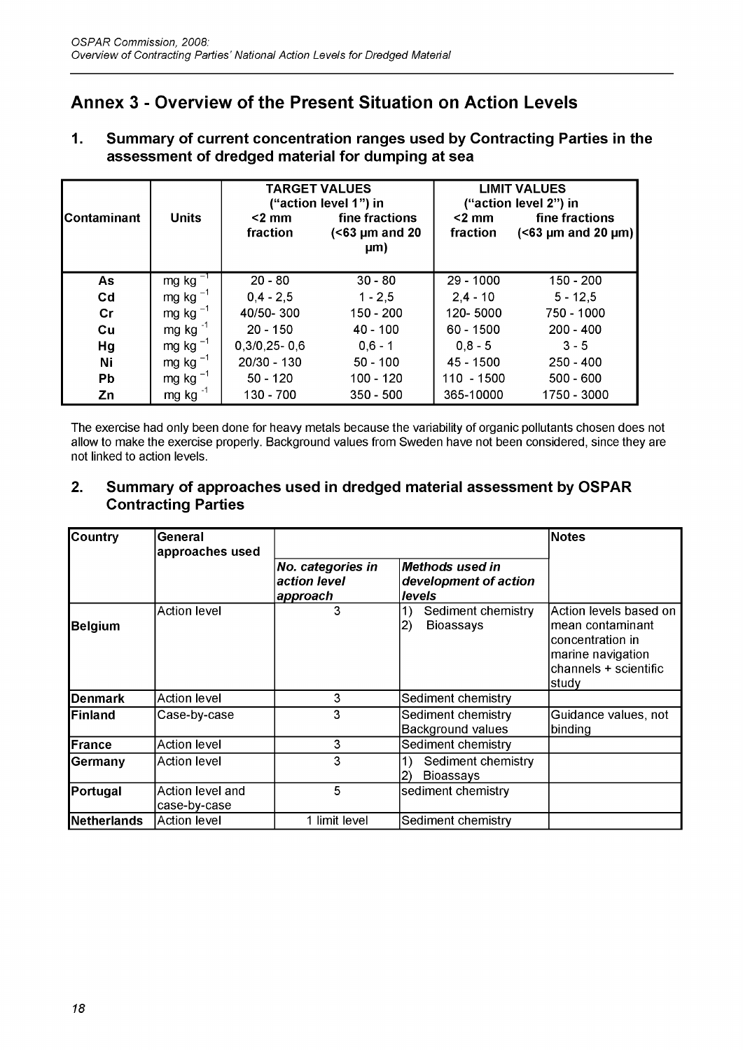## Annex 3 - Overview of the Present Situation on Action Levels

### 1. Summary of current concentration ranges used by Contracting Parties in the assessment of dredged material for dumping at sea

| Contaminant | Units | TARGET VALUES ("action level 1") in <2 mm fraction | TARGET VALUES ("action level 1") in fine fractions (<63 µm and 20 µm) | LIMIT VALUES ("action level 2") in <2 mm fraction | LIMIT VALUES ("action level 2") in fine fractions (<63 µm and 20 µm) |
|---|---|---|---|---|---|
| As | mg kg $^{-1}$ | 20 - 80 | 30 - 80 | 29 - 1000 | 150 - 200 |
| Cd | mg kg $^{-1}$ | 0,4 - 2,5 | 1 - 2,5 | 2,4 - 10 | 5 - 12,5 |
| Cr | mg kg $^{-1}$ | 40/50- 300 | 150 - 200 | 120- 5000 | 750 - 1000 |
| Cu | mg kg $^{-1}$ | 20 - 150 | 40 - 100 | 60 - 1500 | 200 - 400 |
| Hg | mg kg $^{-1}$ | 0,3/0,25- 0,6 | 0,6 - 1 | 0,8 - 5 | 3 - 5 |
| Ni | mg kg $^{-1}$ | 20/30 - 130 | 50 - 100 | 45 - 1500 | 250 - 400 |
| Pb | mg kg $^{-1}$ | 50 - 120 | 100 - 120 | 110 - 1500 | 500 - 600 |
| Zn | mg kg $^{-1}$ | 130 - 700 | 350 - 500 | 365-10000 | 1750 - 3000 |

The exercise had only been done for heavy metals because the variability of organic pollutants chosen does not allow to make the exercise properly. Background values from Sweden have not been considered, since they are not linked to action levels.

### 2. Summary of approaches used in dredged material assessment by OSPAR Contracting Parties

| Country | General approaches used | *No. categories in action level approach* | *Methods used in development of action levels* | Notes |
|---|---|---|---|---|
| **Belgium** | Action level | 3 | 1) Sediment chemistry<br>2) Bioassays | Action levels based on mean contaminant concentration in marine navigation channels + scientific study |
| **Denmark** | Action level | 3 | Sediment chemistry | |
| **Finland** | Case-by-case | 3 | Sediment chemistry<br>Background values | Guidance values, not binding |
| **France** | Action level | 3 | Sediment chemistry | |
| **Germany** | Action level | 3 | 1) Sediment chemistry<br>2) Bioassays | |
| **Portugal** | Action level and case-by-case | 5 | sediment chemistry | |
| **Netherlands** | Action level | 1 limit level | Sediment chemistry | |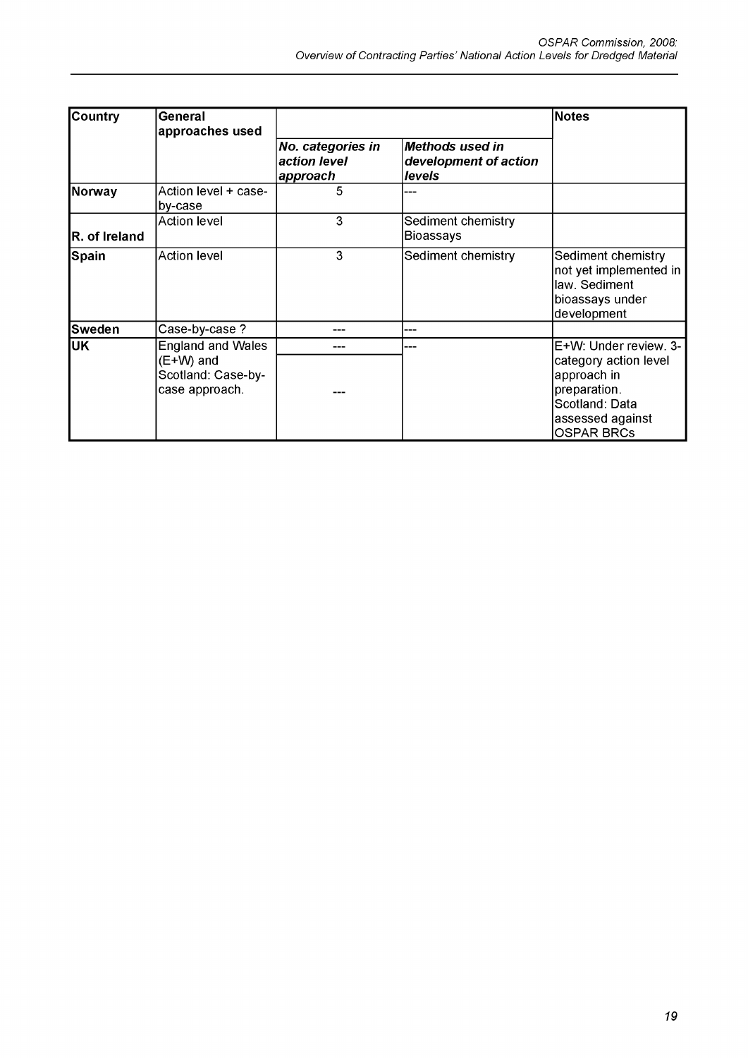| Country | General approaches used | | | Notes |
|---|---|---|---|---|
| | | ***No. categories in action level approach*** | ***Methods used in development of action levels*** | |
| **Norway** | Action level + case-by-case | 5 | --- | |
| **R. of Ireland** | Action level | 3 | Sediment chemistry<br>Bioassays | |
| **Spain** | Action level | 3 | Sediment chemistry | Sediment chemistry not yet implemented in law. Sediment bioassays under development |
| **Sweden** | Case-by-case ? | --- | --- | |
| **UK** | England and Wales (E+W) and Scotland: Case-by-case approach. | ---<br>--- | --- | E+W: Under review. 3-category action level approach in preparation. Scotland: Data assessed against OSPAR BRCs |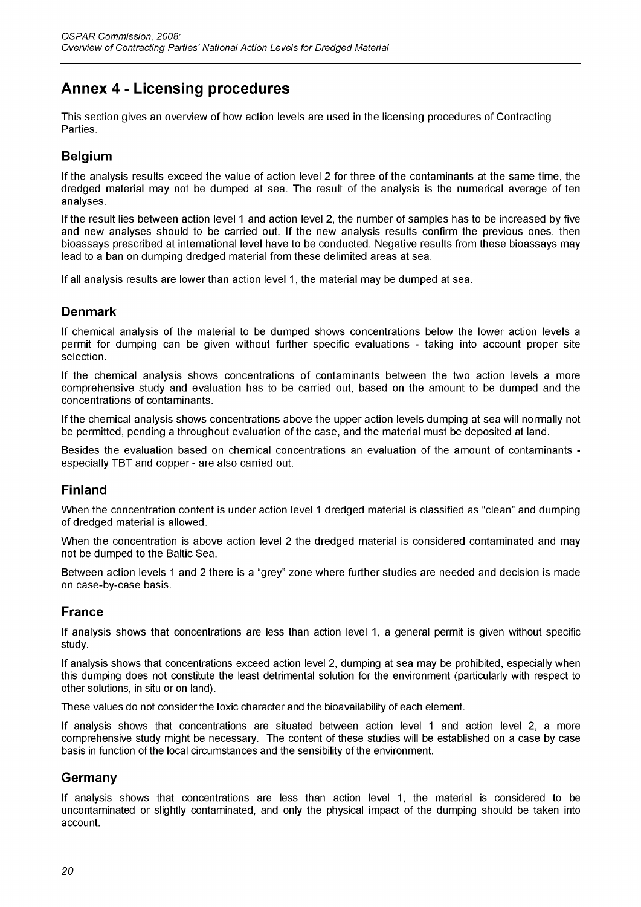# Annex 4 - Licensing procedures

This section gives an overview of how action levels are used in the licensing procedures of Contracting Parties.

## Belgium

If the analysis results exceed the value of action level 2 for three of the contaminants at the same time, the dredged material may not be dumped at sea. The result of the analysis is the numerical average of ten analyses.

If the result lies between action level 1 and action level 2, the number of samples has to be increased by five and new analyses should to be carried out. If the new analysis results confirm the previous ones, then bioassays prescribed at international level have to be conducted. Negative results from these bioassays may lead to a ban on dumping dredged material from these delimited areas at sea.

If all analysis results are lower than action level 1, the material may be dumped at sea.

## Denmark

If chemical analysis of the material to be dumped shows concentrations below the lower action levels a permit for dumping can be given without further specific evaluations - taking into account proper site selection.

If the chemical analysis shows concentrations of contaminants between the two action levels a more comprehensive study and evaluation has to be carried out, based on the amount to be dumped and the concentrations of contaminants.

If the chemical analysis shows concentrations above the upper action levels dumping at sea will normally not be permitted, pending a throughout evaluation of the case, and the material must be deposited at land.

Besides the evaluation based on chemical concentrations an evaluation of the amount of contaminants - especially TBT and copper - are also carried out.

## Finland

When the concentration content is under action level 1 dredged material is classified as "clean" and dumping of dredged material is allowed.

When the concentration is above action level 2 the dredged material is considered contaminated and may not be dumped to the Baltic Sea.

Between action levels 1 and 2 there is a "grey" zone where further studies are needed and decision is made on case-by-case basis.

## France

If analysis shows that concentrations are less than action level 1, a general permit is given without specific study.

If analysis shows that concentrations exceed action level 2, dumping at sea may be prohibited, especially when this dumping does not constitute the least detrimental solution for the environment (particularly with respect to other solutions, in situ or on land).

These values do not consider the toxic character and the bioavailability of each element.

If analysis shows that concentrations are situated between action level 1 and action level 2, a more comprehensive study might be necessary. The content of these studies will be established on a case by case basis in function of the local circumstances and the sensibility of the environment.

## Germany

If analysis shows that concentrations are less than action level 1, the material is considered to be uncontaminated or slightly contaminated, and only the physical impact of the dumping should be taken into account.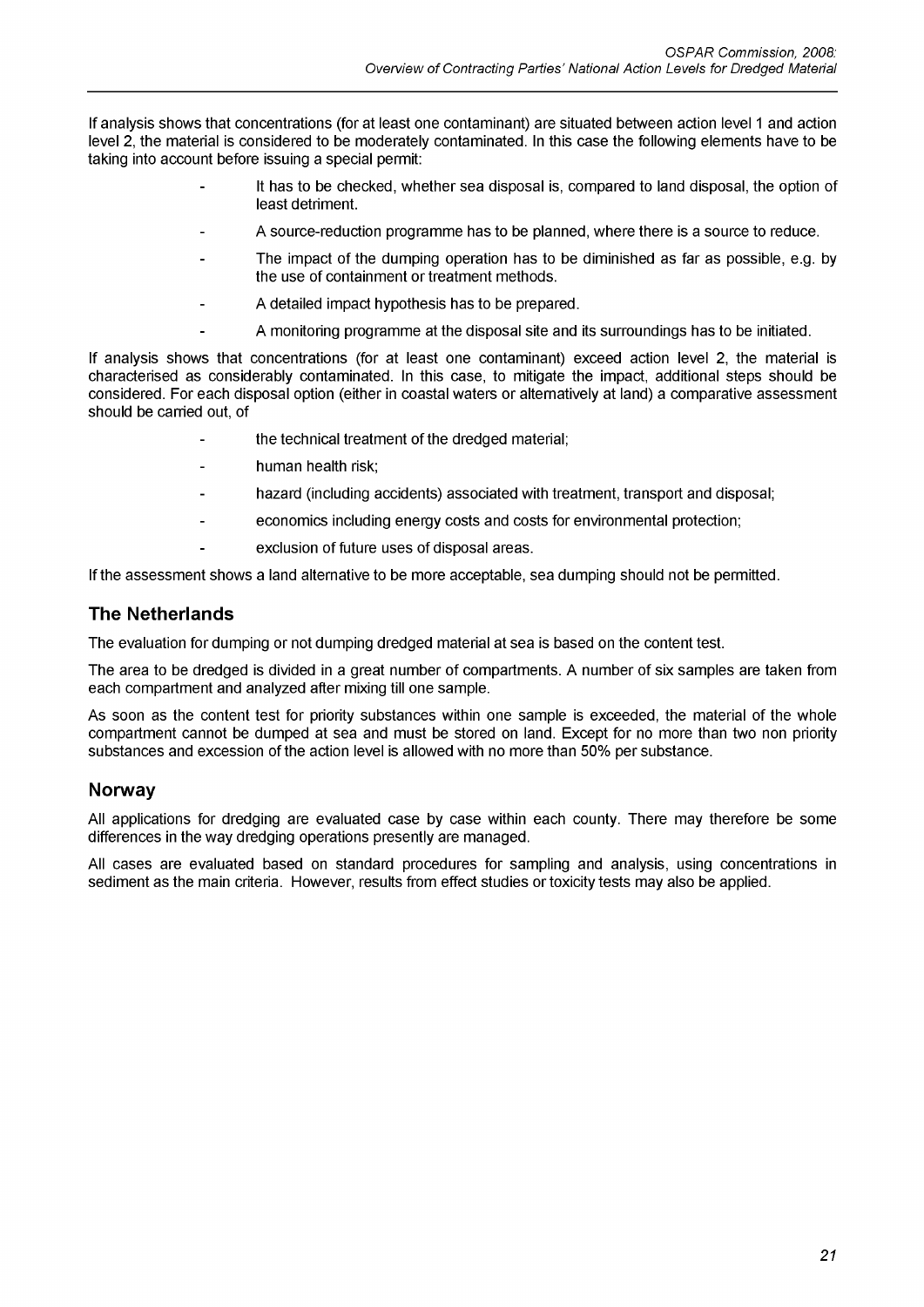If analysis shows that concentrations (for at least one contaminant) are situated between action level 1 and action level 2, the material is considered to be moderately contaminated. In this case the following elements have to be taking into account before issuing a special permit:

- It has to be checked, whether sea disposal is, compared to land disposal, the option of least detriment.
- A source-reduction programme has to be planned, where there is a source to reduce.
- The impact of the dumping operation has to be diminished as far as possible, e.g. by the use of containment or treatment methods.
- A detailed impact hypothesis has to be prepared.
- A monitoring programme at the disposal site and its surroundings has to be initiated.

If analysis shows that concentrations (for at least one contaminant) exceed action level 2, the material is characterised as considerably contaminated. In this case, to mitigate the impact, additional steps should be considered. For each disposal option (either in coastal waters or alternatively at land) a comparative assessment should be carried out, of

- the technical treatment of the dredged material;
- human health risk;
- hazard (including accidents) associated with treatment, transport and disposal;
- economics including energy costs and costs for environmental protection;
- exclusion of future uses of disposal areas.

If the assessment shows a land alternative to be more acceptable, sea dumping should not be permitted.

## The Netherlands

The evaluation for dumping or not dumping dredged material at sea is based on the content test.

The area to be dredged is divided in a great number of compartments. A number of six samples are taken from each compartment and analyzed after mixing till one sample.

As soon as the content test for priority substances within one sample is exceeded, the material of the whole compartment cannot be dumped at sea and must be stored on land. Except for no more than two non priority substances and excession of the action level is allowed with no more than 50% per substance.

## Norway

All applications for dredging are evaluated case by case within each county. There may therefore be some differences in the way dredging operations presently are managed.

All cases are evaluated based on standard procedures for sampling and analysis, using concentrations in sediment as the main criteria. However, results from effect studies or toxicity tests may also be applied.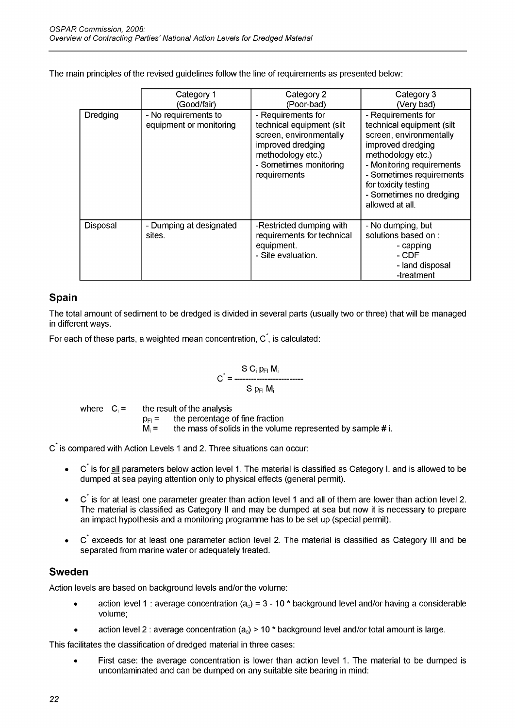The main principles of the revised guidelines follow the line of requirements as presented below:

| | Category 1 (Good/fair) | Category 2 (Poor-bad) | Category 3 (Very bad) |
|---|---|---|---|
| Dredging | - No requirements to equipment or monitoring | - Requirements for technical equipment (silt screen, environmentally improved dredging methodology etc.)<br>- Sometimes monitoring requirements | - Requirements for technical equipment (silt screen, environmentally improved dredging methodology etc.)<br>- Monitoring requirements<br>- Sometimes requirements for toxicity testing<br>- Sometimes no dredging allowed at all. |
| Disposal | - Dumping at designated sites. | -Restricted dumping with requirements for technical equipment.<br>- Site evaluation. | - No dumping, but solutions based on :<br>- capping<br>- CDF<br>- land disposal<br>-treatment |

## Spain

The total amount of sediment to be dredged is divided in several parts (usually two or three) that will be managed in different ways.

For each of these parts, a weighted mean concentration, $C^*$, is calculated:

$$C^* = \frac{S\, C_i\, p_{FI}\, M_i}{S\, p_{FI}\, M_i}$$

where $C_i$ = the result of the analysis
$p_{FI}$ = the percentage of fine fraction
$M_i$ = the mass of solids in the volume represented by sample # i.

$C^*$ is compared with Action Levels 1 and 2. Three situations can occur:

- $C^*$ is for all parameters below action level 1. The material is classified as Category I. and is allowed to be dumped at sea paying attention only to physical effects (general permit).
- $C^*$ is for at least one parameter greater than action level 1 and all of them are lower than action level 2. The material is classified as Category II and may be dumped at sea but now it is necessary to prepare an impact hypothesis and a monitoring programme has to be set up (special permit).
- $C^*$ exceeds for at least one parameter action level 2. The material is classified as Category III and be separated from marine water or adequately treated.

## Sweden

Action levels are based on background levels and/or the volume:

- action level 1 : average concentration ($a_c$) = 3 - 10 * background level and/or having a considerable volume;
- action level 2 : average concentration ($a_c$) > 10 * background level and/or total amount is large.

This facilitates the classification of dredged material in three cases:

- First case: the average concentration is lower than action level 1. The material to be dumped is uncontaminated and can be dumped on any suitable site bearing in mind: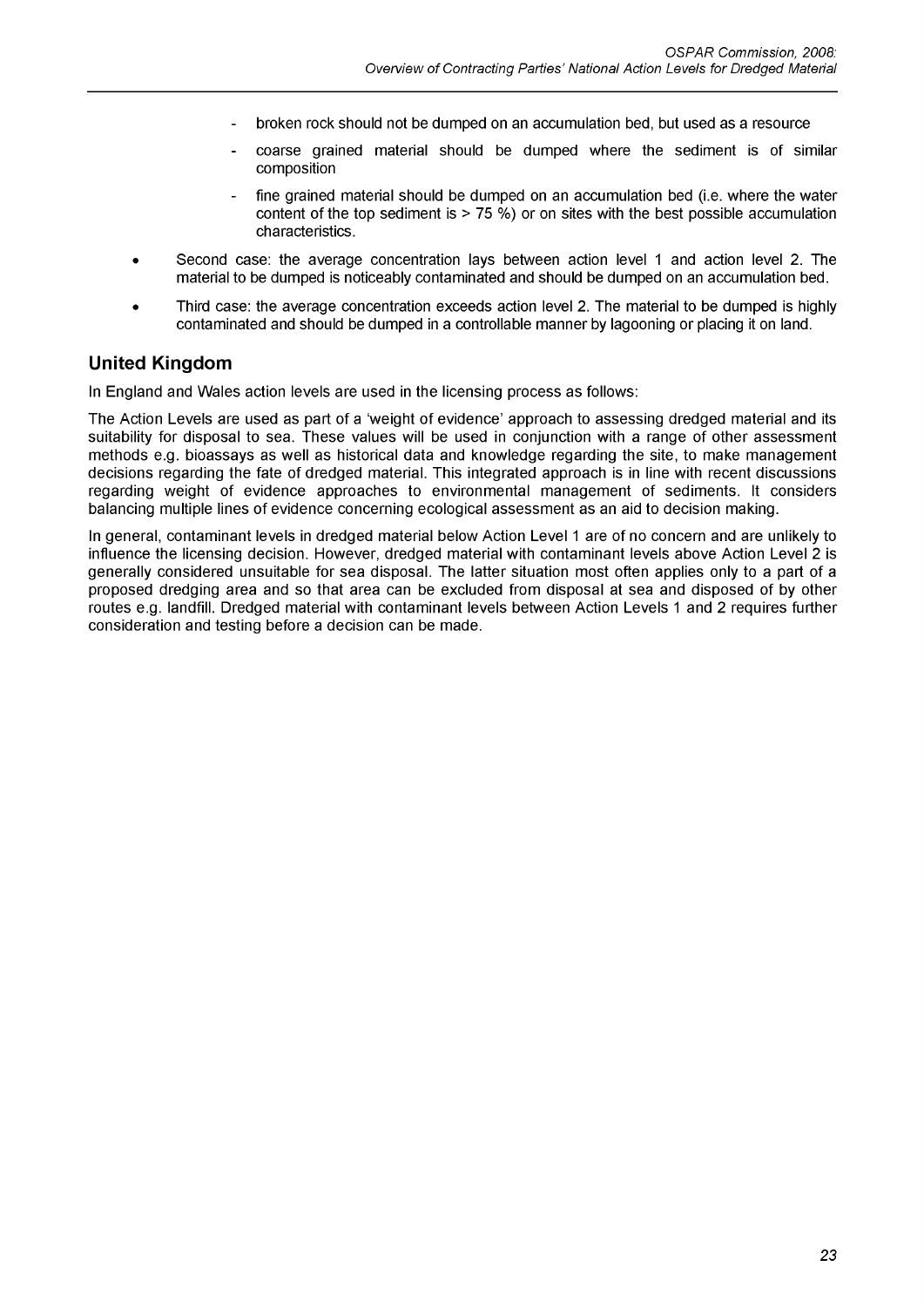- broken rock should not be dumped on an accumulation bed, but used as a resource
  - coarse grained material should be dumped where the sediment is of similar composition
  - fine grained material should be dumped on an accumulation bed (i.e. where the water content of the top sediment is > 75 %) or on sites with the best possible accumulation characteristics.
- Second case: the average concentration lays between action level 1 and action level 2. The material to be dumped is noticeably contaminated and should be dumped on an accumulation bed.
- Third case: the average concentration exceeds action level 2. The material to be dumped is highly contaminated and should be dumped in a controllable manner by lagooning or placing it on land.

## United Kingdom

In England and Wales action levels are used in the licensing process as follows:

The Action Levels are used as part of a 'weight of evidence' approach to assessing dredged material and its suitability for disposal to sea. These values will be used in conjunction with a range of other assessment methods e.g. bioassays as well as historical data and knowledge regarding the site, to make management decisions regarding the fate of dredged material. This integrated approach is in line with recent discussions regarding weight of evidence approaches to environmental management of sediments. It considers balancing multiple lines of evidence concerning ecological assessment as an aid to decision making.

In general, contaminant levels in dredged material below Action Level 1 are of no concern and are unlikely to influence the licensing decision. However, dredged material with contaminant levels above Action Level 2 is generally considered unsuitable for sea disposal. The latter situation most often applies only to a part of a proposed dredging area and so that area can be excluded from disposal at sea and disposed of by other routes e.g. landfill. Dredged material with contaminant levels between Action Levels 1 and 2 requires further consideration and testing before a decision can be made.